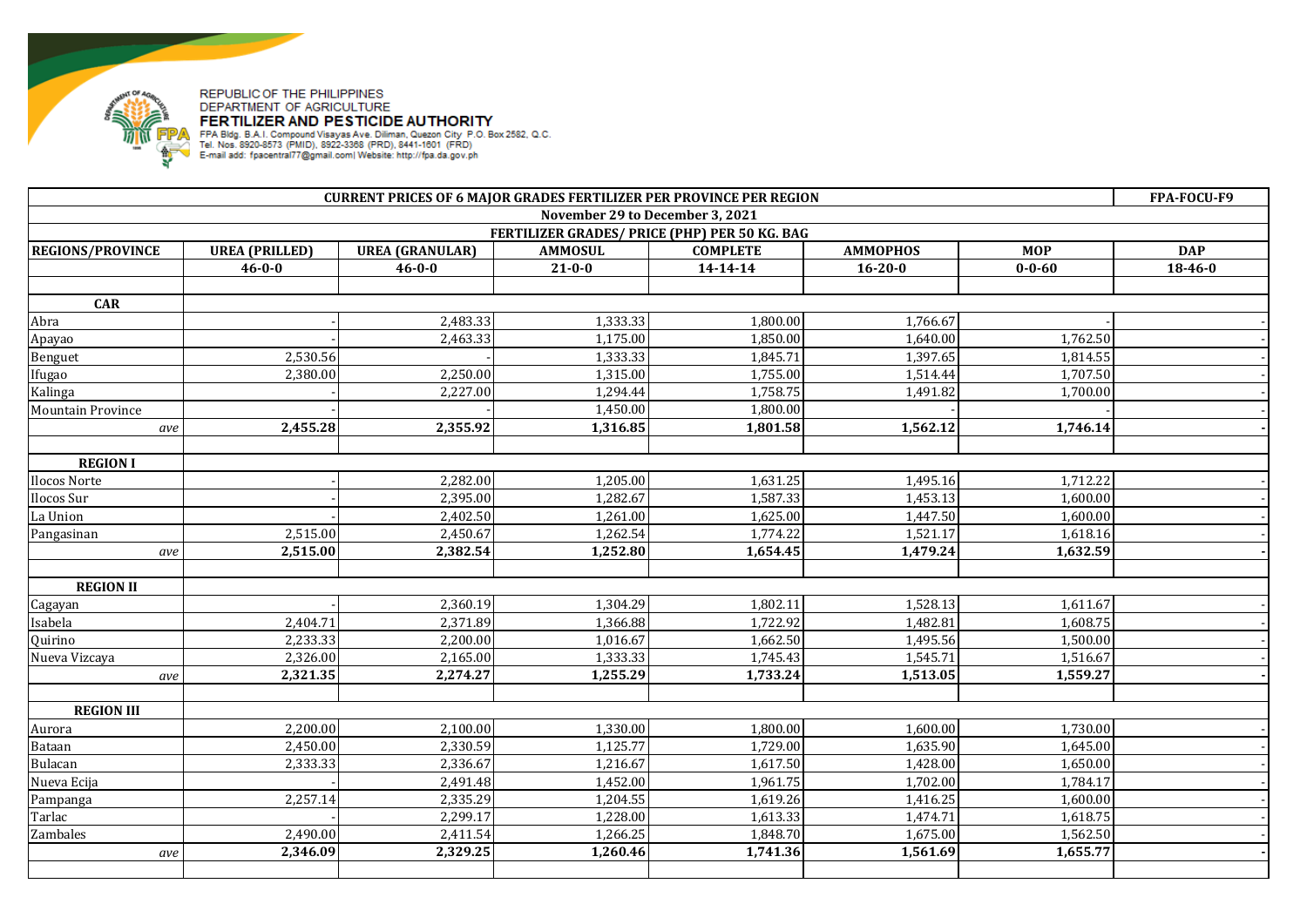REPUBLIC OF THE PHILIPPINES
DEPARTMENT OF AGRICULTURE
**FERTILIZER AND PESTICIDE AUTHORITY**
FPA Bldg. B.A.I. Compound Visayas Ave. Diliman, Quezon City P.O. Box 2582, Q.C.
Tel. Nos. 8920-8573 (PMID), 8922-3368 (PRD), 8441-1601 (FRD)
E-mail add: fpacentral77@gmail.com| Website: http://fpa.da.gov.ph

| CURRENT PRICES OF 6 MAJOR GRADES FERTILIZER PER PROVINCE PER REGION | | | | | | | FPA-FOCU-F9 |
|---|---|---|---|---|---|---|---|
| November 29 to December 3, 2021 | | | | | | | |
| FERTILIZER GRADES/ PRICE (PHP) PER 50 KG. BAG | | | | | | | |
| **REGIONS/PROVINCE** | **UREA (PRILLED)** | **UREA (GRANULAR)** | **AMMOSUL** | **COMPLETE** | **AMMOPHOS** | **MOP** | **DAP** |
| | **46-0-0** | **46-0-0** | **21-0-0** | **14-14-14** | **16-20-0** | **0-0-60** | **18-46-0** |
| | | | | | | | |
| **CAR** | | | | | | | |
| Abra | - | 2,483.33 | 1,333.33 | 1,800.00 | 1,766.67 | - | - |
| Apayao | - | 2,463.33 | 1,175.00 | 1,850.00 | 1,640.00 | 1,762.50 | - |
| Benguet | 2,530.56 | - | 1,333.33 | 1,845.71 | 1,397.65 | 1,814.55 | - |
| Ifugao | 2,380.00 | 2,250.00 | 1,315.00 | 1,755.00 | 1,514.44 | 1,707.50 | - |
| Kalinga | - | 2,227.00 | 1,294.44 | 1,758.75 | 1,491.82 | 1,700.00 | - |
| Mountain Province | - | - | 1,450.00 | 1,800.00 | - | - | - |
| *ave* | **2,455.28** | **2,355.92** | **1,316.85** | **1,801.58** | **1,562.12** | **1,746.14** | **-** |
| | | | | | | | |
| **REGION I** | | | | | | | |
| Ilocos Norte | - | 2,282.00 | 1,205.00 | 1,631.25 | 1,495.16 | 1,712.22 | - |
| Ilocos Sur | - | 2,395.00 | 1,282.67 | 1,587.33 | 1,453.13 | 1,600.00 | - |
| La Union | - | 2,402.50 | 1,261.00 | 1,625.00 | 1,447.50 | 1,600.00 | - |
| Pangasinan | 2,515.00 | 2,450.67 | 1,262.54 | 1,774.22 | 1,521.17 | 1,618.16 | - |
| *ave* | **2,515.00** | **2,382.54** | **1,252.80** | **1,654.45** | **1,479.24** | **1,632.59** | **-** |
| | | | | | | | |
| **REGION II** | | | | | | | |
| Cagayan | - | 2,360.19 | 1,304.29 | 1,802.11 | 1,528.13 | 1,611.67 | - |
| Isabela | 2,404.71 | 2,371.89 | 1,366.88 | 1,722.92 | 1,482.81 | 1,608.75 | - |
| Quirino | 2,233.33 | 2,200.00 | 1,016.67 | 1,662.50 | 1,495.56 | 1,500.00 | - |
| Nueva Vizcaya | 2,326.00 | 2,165.00 | 1,333.33 | 1,745.43 | 1,545.71 | 1,516.67 | - |
| *ave* | **2,321.35** | **2,274.27** | **1,255.29** | **1,733.24** | **1,513.05** | **1,559.27** | **-** |
| | | | | | | | |
| **REGION III** | | | | | | | |
| Aurora | 2,200.00 | 2,100.00 | 1,330.00 | 1,800.00 | 1,600.00 | 1,730.00 | - |
| Bataan | 2,450.00 | 2,330.59 | 1,125.77 | 1,729.00 | 1,635.90 | 1,645.00 | - |
| Bulacan | 2,333.33 | 2,336.67 | 1,216.67 | 1,617.50 | 1,428.00 | 1,650.00 | - |
| Nueva Ecija | - | 2,491.48 | 1,452.00 | 1,961.75 | 1,702.00 | 1,784.17 | - |
| Pampanga | 2,257.14 | 2,335.29 | 1,204.55 | 1,619.26 | 1,416.25 | 1,600.00 | - |
| Tarlac | - | 2,299.17 | 1,228.00 | 1,613.33 | 1,474.71 | 1,618.75 | - |
| Zambales | 2,490.00 | 2,411.54 | 1,266.25 | 1,848.70 | 1,675.00 | 1,562.50 | - |
| *ave* | **2,346.09** | **2,329.25** | **1,260.46** | **1,741.36** | **1,561.69** | **1,655.77** | **-** |
| | | | | | | | |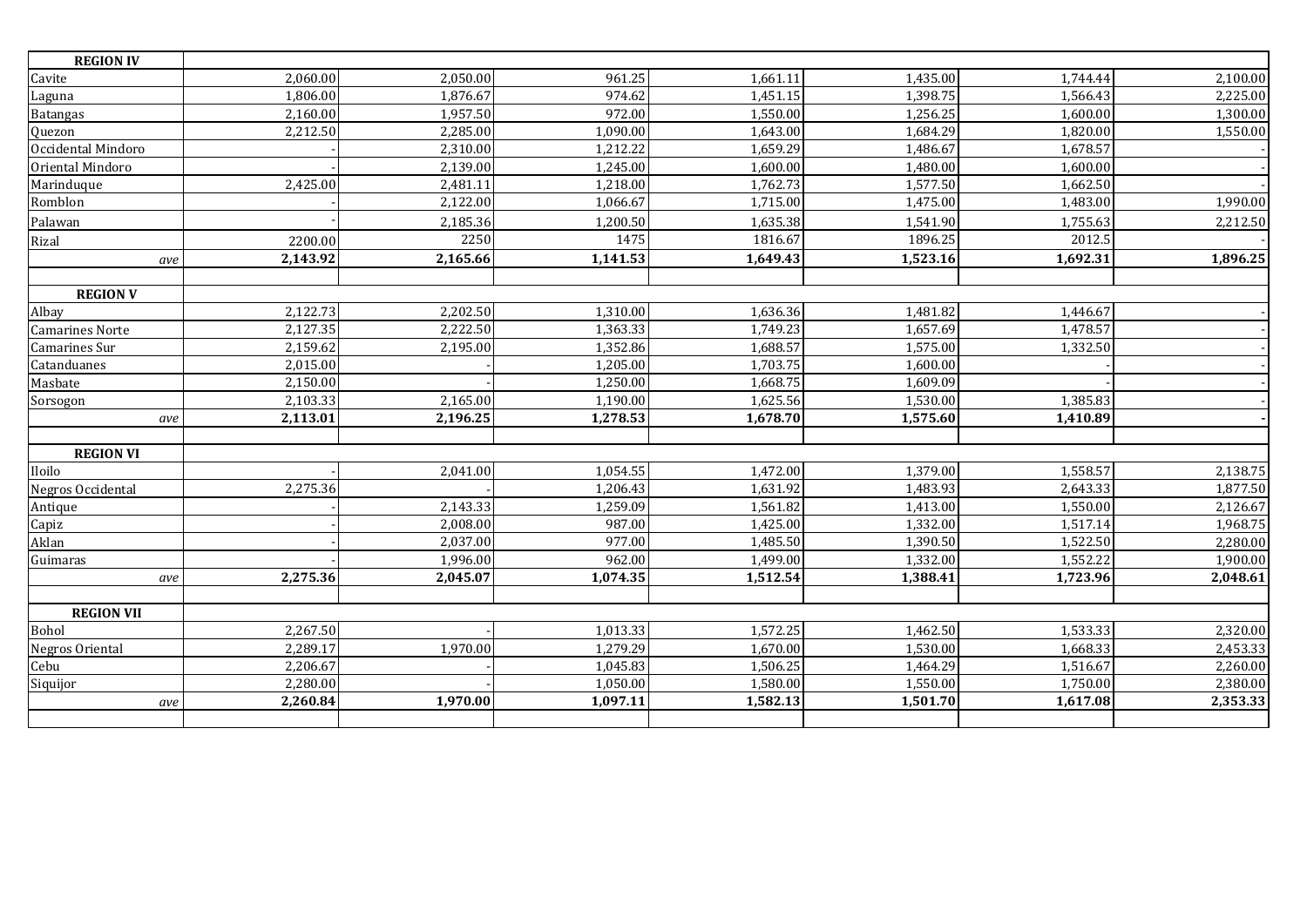| REGION IV | | | | | | | |
|---|---|---|---|---|---|---|---|
| Cavite | 2,060.00 | 2,050.00 | 961.25 | 1,661.11 | 1,435.00 | 1,744.44 | 2,100.00 |
| Laguna | 1,806.00 | 1,876.67 | 974.62 | 1,451.15 | 1,398.75 | 1,566.43 | 2,225.00 |
| Batangas | 2,160.00 | 1,957.50 | 972.00 | 1,550.00 | 1,256.25 | 1,600.00 | 1,300.00 |
| Quezon | 2,212.50 | 2,285.00 | 1,090.00 | 1,643.00 | 1,684.29 | 1,820.00 | 1,550.00 |
| Occidental Mindoro | - | 2,310.00 | 1,212.22 | 1,659.29 | 1,486.67 | 1,678.57 | - |
| Oriental Mindoro | - | 2,139.00 | 1,245.00 | 1,600.00 | 1,480.00 | 1,600.00 | - |
| Marinduque | 2,425.00 | 2,481.11 | 1,218.00 | 1,762.73 | 1,577.50 | 1,662.50 | - |
| Romblon | - | 2,122.00 | 1,066.67 | 1,715.00 | 1,475.00 | 1,483.00 | 1,990.00 |
| Palawan | - | 2,185.36 | 1,200.50 | 1,635.38 | 1,541.90 | 1,755.63 | 2,212.50 |
| Rizal | 2200.00 | 2250 | 1475 | 1816.67 | 1896.25 | 2012.5 | - |
| *ave* | **2,143.92** | **2,165.66** | **1,141.53** | **1,649.43** | **1,523.16** | **1,692.31** | **1,896.25** |
| | | | | | | | |
| **REGION V** | | | | | | | |
| Albay | 2,122.73 | 2,202.50 | 1,310.00 | 1,636.36 | 1,481.82 | 1,446.67 | - |
| Camarines Norte | 2,127.35 | 2,222.50 | 1,363.33 | 1,749.23 | 1,657.69 | 1,478.57 | - |
| Camarines Sur | 2,159.62 | 2,195.00 | 1,352.86 | 1,688.57 | 1,575.00 | 1,332.50 | - |
| Catanduanes | 2,015.00 | - | 1,205.00 | 1,703.75 | 1,600.00 | - | - |
| Masbate | 2,150.00 | - | 1,250.00 | 1,668.75 | 1,609.09 | - | - |
| Sorsogon | 2,103.33 | 2,165.00 | 1,190.00 | 1,625.56 | 1,530.00 | 1,385.83 | - |
| *ave* | **2,113.01** | **2,196.25** | **1,278.53** | **1,678.70** | **1,575.60** | **1,410.89** | **-** |
| | | | | | | | |
| **REGION VI** | | | | | | | |
| Iloilo | - | 2,041.00 | 1,054.55 | 1,472.00 | 1,379.00 | 1,558.57 | 2,138.75 |
| Negros Occidental | 2,275.36 | - | 1,206.43 | 1,631.92 | 1,483.93 | 2,643.33 | 1,877.50 |
| Antique | - | 2,143.33 | 1,259.09 | 1,561.82 | 1,413.00 | 1,550.00 | 2,126.67 |
| Capiz | - | 2,008.00 | 987.00 | 1,425.00 | 1,332.00 | 1,517.14 | 1,968.75 |
| Aklan | - | 2,037.00 | 977.00 | 1,485.50 | 1,390.50 | 1,522.50 | 2,280.00 |
| Guimaras | - | 1,996.00 | 962.00 | 1,499.00 | 1,332.00 | 1,552.22 | 1,900.00 |
| *ave* | **2,275.36** | **2,045.07** | **1,074.35** | **1,512.54** | **1,388.41** | **1,723.96** | **2,048.61** |
| | | | | | | | |
| **REGION VII** | | | | | | | |
| Bohol | 2,267.50 | - | 1,013.33 | 1,572.25 | 1,462.50 | 1,533.33 | 2,320.00 |
| Negros Oriental | 2,289.17 | 1,970.00 | 1,279.29 | 1,670.00 | 1,530.00 | 1,668.33 | 2,453.33 |
| Cebu | 2,206.67 | - | 1,045.83 | 1,506.25 | 1,464.29 | 1,516.67 | 2,260.00 |
| Siquijor | 2,280.00 | - | 1,050.00 | 1,580.00 | 1,550.00 | 1,750.00 | 2,380.00 |
| *ave* | **2,260.84** | **1,970.00** | **1,097.11** | **1,582.13** | **1,501.70** | **1,617.08** | **2,353.33** |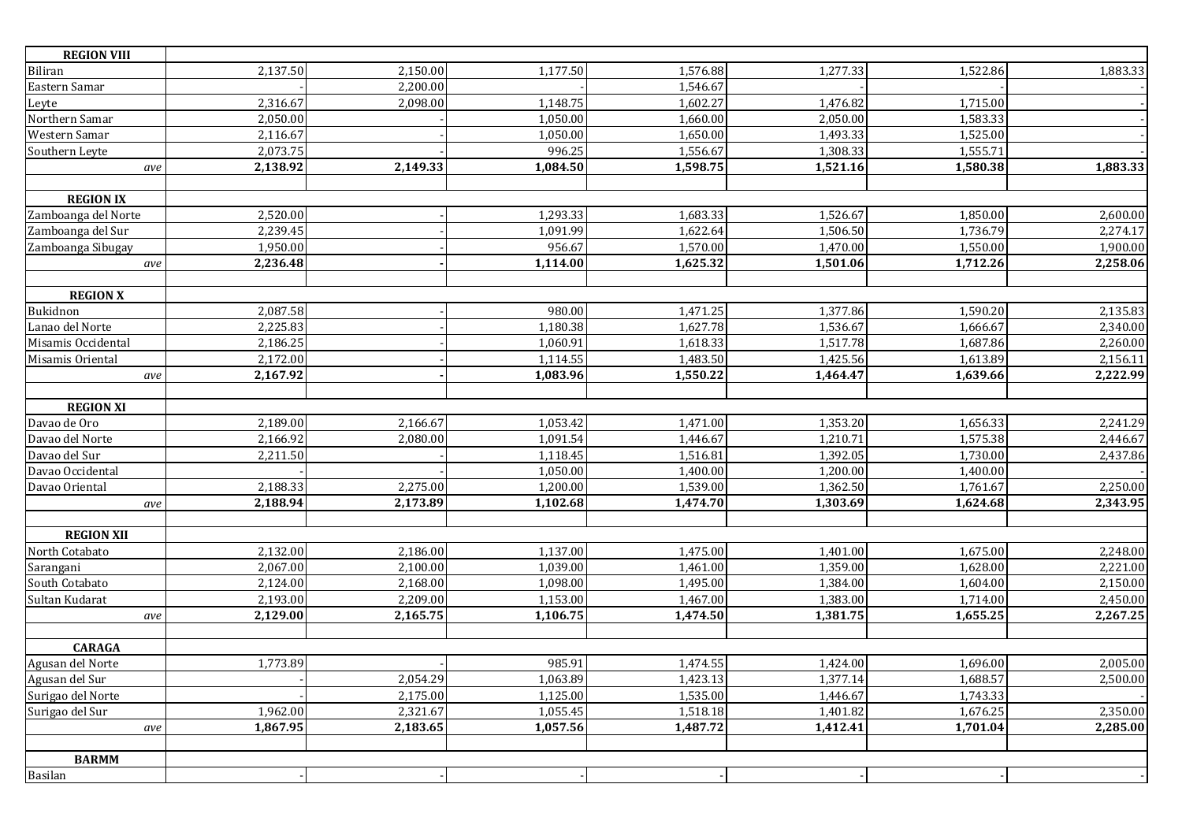| REGION VIII | | | | | | | |
|---|---|---|---|---|---|---|---|
| Biliran | 2,137.50 | 2,150.00 | 1,177.50 | 1,576.88 | 1,277.33 | 1,522.86 | 1,883.33 |
| Eastern Samar | - | 2,200.00 | - | 1,546.67 | - | - | - |
| Leyte | 2,316.67 | 2,098.00 | 1,148.75 | 1,602.27 | 1,476.82 | 1,715.00 | - |
| Northern Samar | 2,050.00 | - | 1,050.00 | 1,660.00 | 2,050.00 | 1,583.33 | - |
| Western Samar | 2,116.67 | - | 1,050.00 | 1,650.00 | 1,493.33 | 1,525.00 | - |
| Southern Leyte | 2,073.75 | - | 996.25 | 1,556.67 | 1,308.33 | 1,555.71 | - |
| *ave* | **2,138.92** | **2,149.33** | **1,084.50** | **1,598.75** | **1,521.16** | **1,580.38** | **1,883.33** |
| | | | | | | | |
| **REGION IX** | | | | | | | |
| Zamboanga del Norte | 2,520.00 | - | 1,293.33 | 1,683.33 | 1,526.67 | 1,850.00 | 2,600.00 |
| Zamboanga del Sur | 2,239.45 | - | 1,091.99 | 1,622.64 | 1,506.50 | 1,736.79 | 2,274.17 |
| Zamboanga Sibugay | 1,950.00 | - | 956.67 | 1,570.00 | 1,470.00 | 1,550.00 | 1,900.00 |
| *ave* | **2,236.48** | **-** | **1,114.00** | **1,625.32** | **1,501.06** | **1,712.26** | **2,258.06** |
| | | | | | | | |
| **REGION X** | | | | | | | |
| Bukidnon | 2,087.58 | - | 980.00 | 1,471.25 | 1,377.86 | 1,590.20 | 2,135.83 |
| Lanao del Norte | 2,225.83 | - | 1,180.38 | 1,627.78 | 1,536.67 | 1,666.67 | 2,340.00 |
| Misamis Occidental | 2,186.25 | - | 1,060.91 | 1,618.33 | 1,517.78 | 1,687.86 | 2,260.00 |
| Misamis Oriental | 2,172.00 | - | 1,114.55 | 1,483.50 | 1,425.56 | 1,613.89 | 2,156.11 |
| *ave* | **2,167.92** | **-** | **1,083.96** | **1,550.22** | **1,464.47** | **1,639.66** | **2,222.99** |
| | | | | | | | |
| **REGION XI** | | | | | | | |
| Davao de Oro | 2,189.00 | 2,166.67 | 1,053.42 | 1,471.00 | 1,353.20 | 1,656.33 | 2,241.29 |
| Davao del Norte | 2,166.92 | 2,080.00 | 1,091.54 | 1,446.67 | 1,210.71 | 1,575.38 | 2,446.67 |
| Davao del Sur | 2,211.50 | - | 1,118.45 | 1,516.81 | 1,392.05 | 1,730.00 | 2,437.86 |
| Davao Occidental | - | - | 1,050.00 | 1,400.00 | 1,200.00 | 1,400.00 | - |
| Davao Oriental | 2,188.33 | 2,275.00 | 1,200.00 | 1,539.00 | 1,362.50 | 1,761.67 | 2,250.00 |
| *ave* | **2,188.94** | **2,173.89** | **1,102.68** | **1,474.70** | **1,303.69** | **1,624.68** | **2,343.95** |
| | | | | | | | |
| **REGION XII** | | | | | | | |
| North Cotabato | 2,132.00 | 2,186.00 | 1,137.00 | 1,475.00 | 1,401.00 | 1,675.00 | 2,248.00 |
| Sarangani | 2,067.00 | 2,100.00 | 1,039.00 | 1,461.00 | 1,359.00 | 1,628.00 | 2,221.00 |
| South Cotabato | 2,124.00 | 2,168.00 | 1,098.00 | 1,495.00 | 1,384.00 | 1,604.00 | 2,150.00 |
| Sultan Kudarat | 2,193.00 | 2,209.00 | 1,153.00 | 1,467.00 | 1,383.00 | 1,714.00 | 2,450.00 |
| *ave* | **2,129.00** | **2,165.75** | **1,106.75** | **1,474.50** | **1,381.75** | **1,655.25** | **2,267.25** |
| | | | | | | | |
| **CARAGA** | | | | | | | |
| Agusan del Norte | 1,773.89 | - | 985.91 | 1,474.55 | 1,424.00 | 1,696.00 | 2,005.00 |
| Agusan del Sur | - | 2,054.29 | 1,063.89 | 1,423.13 | 1,377.14 | 1,688.57 | 2,500.00 |
| Surigao del Norte | - | 2,175.00 | 1,125.00 | 1,535.00 | 1,446.67 | 1,743.33 | - |
| Surigao del Sur | 1,962.00 | 2,321.67 | 1,055.45 | 1,518.18 | 1,401.82 | 1,676.25 | 2,350.00 |
| *ave* | **1,867.95** | **2,183.65** | **1,057.56** | **1,487.72** | **1,412.41** | **1,701.04** | **2,285.00** |
| | | | | | | | |
| **BARMM** | | | | | | | |
| Basilan | - | - | - | - | - | - | - |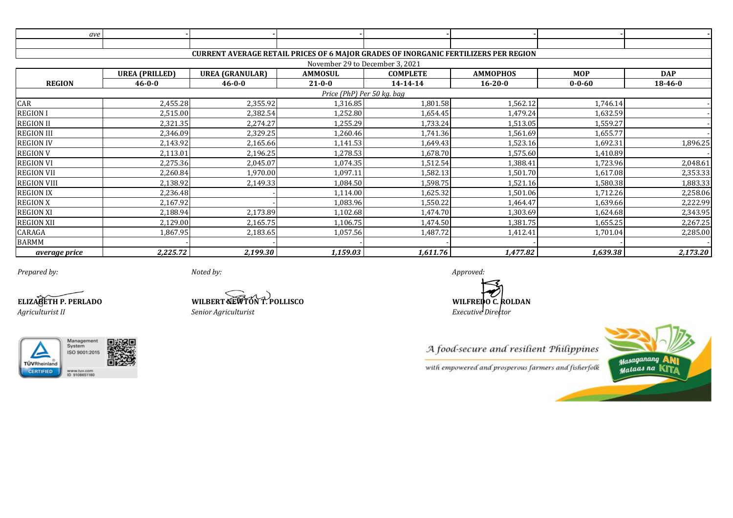| ave | - | - | - | - | - | - | - |
|---|---|---|---|---|---|---|---|

**CURRENT AVERAGE RETAIL PRICES OF 6 MAJOR GRADES OF INORGANIC FERTILIZERS PER REGION**

November 29 to December 3, 2021

| | UREA (PRILLED) | UREA (GRANULAR) | AMMOSUL | COMPLETE | AMMOPHOS | MOP | DAP |
|---|---|---|---|---|---|---|---|
| **REGION** | **46-0-0** | **46-0-0** | **21-0-0** | **14-14-14** | **16-20-0** | **0-0-60** | **18-46-0** |
| *Price (PhP) Per 50 kg. bag* | | | | | | | |
| CAR | 2,455.28 | 2,355.92 | 1,316.85 | 1,801.58 | 1,562.12 | 1,746.14 | - |
| REGION I | 2,515.00 | 2,382.54 | 1,252.80 | 1,654.45 | 1,479.24 | 1,632.59 | - |
| REGION II | 2,321.35 | 2,274.27 | 1,255.29 | 1,733.24 | 1,513.05 | 1,559.27 | - |
| REGION III | 2,346.09 | 2,329.25 | 1,260.46 | 1,741.36 | 1,561.69 | 1,655.77 | - |
| REGION IV | 2,143.92 | 2,165.66 | 1,141.53 | 1,649.43 | 1,523.16 | 1,692.31 | 1,896.25 |
| REGION V | 2,113.01 | 2,196.25 | 1,278.53 | 1,678.70 | 1,575.60 | 1,410.89 | - |
| REGION VI | 2,275.36 | 2,045.07 | 1,074.35 | 1,512.54 | 1,388.41 | 1,723.96 | 2,048.61 |
| REGION VII | 2,260.84 | 1,970.00 | 1,097.11 | 1,582.13 | 1,501.70 | 1,617.08 | 2,353.33 |
| REGION VIII | 2,138.92 | 2,149.33 | 1,084.50 | 1,598.75 | 1,521.16 | 1,580.38 | 1,883.33 |
| REGION IX | 2,236.48 | - | 1,114.00 | 1,625.32 | 1,501.06 | 1,712.26 | 2,258.06 |
| REGION X | 2,167.92 | - | 1,083.96 | 1,550.22 | 1,464.47 | 1,639.66 | 2,222.99 |
| REGION XI | 2,188.94 | 2,173.89 | 1,102.68 | 1,474.70 | 1,303.69 | 1,624.68 | 2,343.95 |
| REGION XII | 2,129.00 | 2,165.75 | 1,106.75 | 1,474.50 | 1,381.75 | 1,655.25 | 2,267.25 |
| CARAGA | 1,867.95 | 2,183.65 | 1,057.56 | 1,487.72 | 1,412.41 | 1,701.04 | 2,285.00 |
| BARMM | - | - | - | - | - | - | - |
| ***average price*** | ***2,225.72*** | ***2,199.30*** | ***1,159.03*** | ***1,611.76*** | ***1,477.82*** | ***1,639.38*** | ***2,173.20*** |

*Prepared by:*

**ELIZABETH P. PERLADO**
*Agriculturist II*

*Noted by:*

**WILBERT NEWTON T. POLLISCO**
*Senior Agriculturist*

*Approved:*

**WILFREDO C. ROLDAN**
*Executive Director*

Management System ISO 9001:2015
TÜVRheinland CERTIFIED
www.tuv.com ID 9108651180

*A food-secure and resilient Philippines with empowered and prosperous farmers and fisherfolk*

Masaganang ANI Mataas na KITA